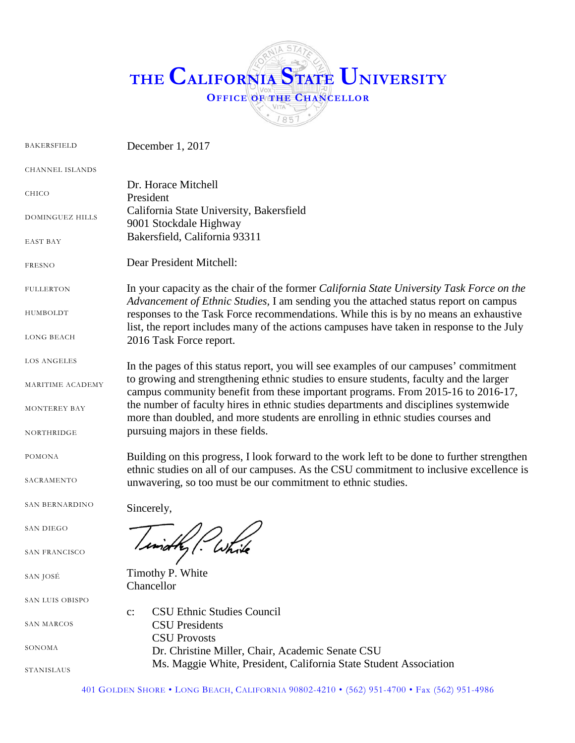# THE CALIFORNIA STATE UNIVERSITY

**OFFICE OF THE CHANCELLOR**

BAKERSFIELD
CHANNEL ISLANDS
CHICO
DOMINGUEZ HILLS
EAST BAY
FRESNO
FULLERTON
HUMBOLDT
LONG BEACH
LOS ANGELES
MARITIME ACADEMY
MONTEREY BAY
NORTHRIDGE
POMONA
SACRAMENTO
SAN BERNARDINO
SAN DIEGO
SAN FRANCISCO
SAN JOSÉ
SAN LUIS OBISPO
SAN MARCOS
SONOMA
STANISLAUS

December 1, 2017

Dr. Horace Mitchell
President
California State University, Bakersfield
9001 Stockdale Highway
Bakersfield, California 93311

Dear President Mitchell:

In your capacity as the chair of the former *California State University Task Force on the Advancement of Ethnic Studies*, I am sending you the attached status report on campus responses to the Task Force recommendations. While this is by no means an exhaustive list, the report includes many of the actions campuses have taken in response to the July 2016 Task Force report.

In the pages of this status report, you will see examples of our campuses' commitment to growing and strengthening ethnic studies to ensure students, faculty and the larger campus community benefit from these important programs. From 2015-16 to 2016-17, the number of faculty hires in ethnic studies departments and disciplines systemwide more than doubled, and more students are enrolling in ethnic studies courses and pursuing majors in these fields.

Building on this progress, I look forward to the work left to be done to further strengthen ethnic studies on all of our campuses. As the CSU commitment to inclusive excellence is unwavering, so too must be our commitment to ethnic studies.

Sincerely,

Timothy P. White
Chancellor

c: CSU Ethnic Studies Council
CSU Presidents
CSU Provosts
Dr. Christine Miller, Chair, Academic Senate CSU
Ms. Maggie White, President, California State Student Association

401 GOLDEN SHORE • LONG BEACH, CALIFORNIA 90802-4210 • (562) 951-4700 • Fax (562) 951-4986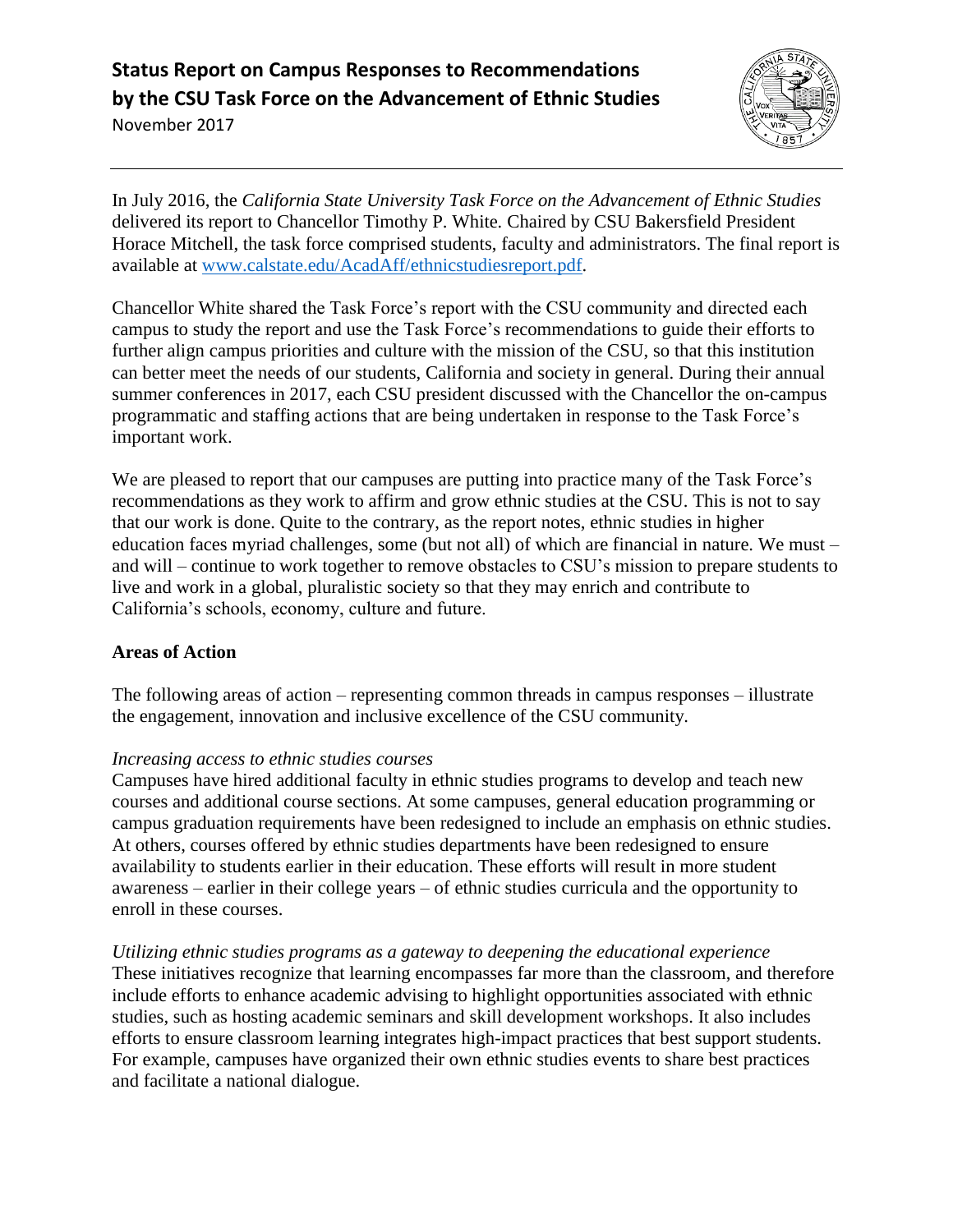# Status Report on Campus Responses to Recommendations by the CSU Task Force on the Advancement of Ethnic Studies

November 2017

In July 2016, the *California State University Task Force on the Advancement of Ethnic Studies* delivered its report to Chancellor Timothy P. White. Chaired by CSU Bakersfield President Horace Mitchell, the task force comprised students, faculty and administrators. The final report is available at [www.calstate.edu/AcadAff/ethnicstudiesreport.pdf](www.calstate.edu/AcadAff/ethnicstudiesreport.pdf).

Chancellor White shared the Task Force's report with the CSU community and directed each campus to study the report and use the Task Force's recommendations to guide their efforts to further align campus priorities and culture with the mission of the CSU, so that this institution can better meet the needs of our students, California and society in general. During their annual summer conferences in 2017, each CSU president discussed with the Chancellor the on-campus programmatic and staffing actions that are being undertaken in response to the Task Force's important work.

We are pleased to report that our campuses are putting into practice many of the Task Force's recommendations as they work to affirm and grow ethnic studies at the CSU. This is not to say that our work is done. Quite to the contrary, as the report notes, ethnic studies in higher education faces myriad challenges, some (but not all) of which are financial in nature. We must – and will – continue to work together to remove obstacles to CSU's mission to prepare students to live and work in a global, pluralistic society so that they may enrich and contribute to California's schools, economy, culture and future.

## Areas of Action

The following areas of action – representing common threads in campus responses – illustrate the engagement, innovation and inclusive excellence of the CSU community.

### *Increasing access to ethnic studies courses*

Campuses have hired additional faculty in ethnic studies programs to develop and teach new courses and additional course sections. At some campuses, general education programming or campus graduation requirements have been redesigned to include an emphasis on ethnic studies. At others, courses offered by ethnic studies departments have been redesigned to ensure availability to students earlier in their education. These efforts will result in more student awareness – earlier in their college years – of ethnic studies curricula and the opportunity to enroll in these courses.

### *Utilizing ethnic studies programs as a gateway to deepening the educational experience*

These initiatives recognize that learning encompasses far more than the classroom, and therefore include efforts to enhance academic advising to highlight opportunities associated with ethnic studies, such as hosting academic seminars and skill development workshops. It also includes efforts to ensure classroom learning integrates high-impact practices that best support students. For example, campuses have organized their own ethnic studies events to share best practices and facilitate a national dialogue.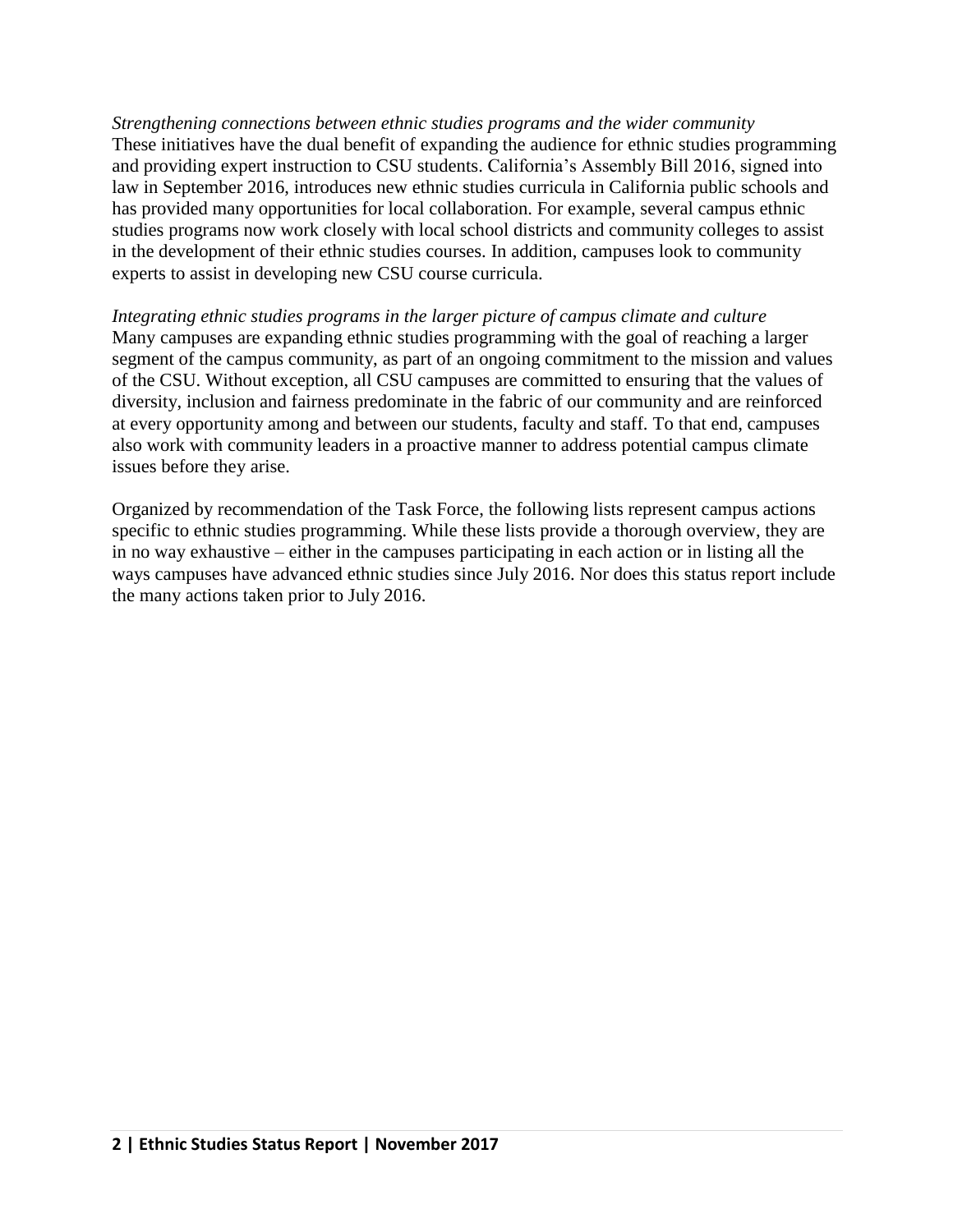*Strengthening connections between ethnic studies programs and the wider community*

These initiatives have the dual benefit of expanding the audience for ethnic studies programming and providing expert instruction to CSU students. California's Assembly Bill 2016, signed into law in September 2016, introduces new ethnic studies curricula in California public schools and has provided many opportunities for local collaboration. For example, several campus ethnic studies programs now work closely with local school districts and community colleges to assist in the development of their ethnic studies courses. In addition, campuses look to community experts to assist in developing new CSU course curricula.

*Integrating ethnic studies programs in the larger picture of campus climate and culture*

Many campuses are expanding ethnic studies programming with the goal of reaching a larger segment of the campus community, as part of an ongoing commitment to the mission and values of the CSU. Without exception, all CSU campuses are committed to ensuring that the values of diversity, inclusion and fairness predominate in the fabric of our community and are reinforced at every opportunity among and between our students, faculty and staff. To that end, campuses also work with community leaders in a proactive manner to address potential campus climate issues before they arise.

Organized by recommendation of the Task Force, the following lists represent campus actions specific to ethnic studies programming. While these lists provide a thorough overview, they are in no way exhaustive – either in the campuses participating in each action or in listing all the ways campuses have advanced ethnic studies since July 2016. Nor does this status report include the many actions taken prior to July 2016.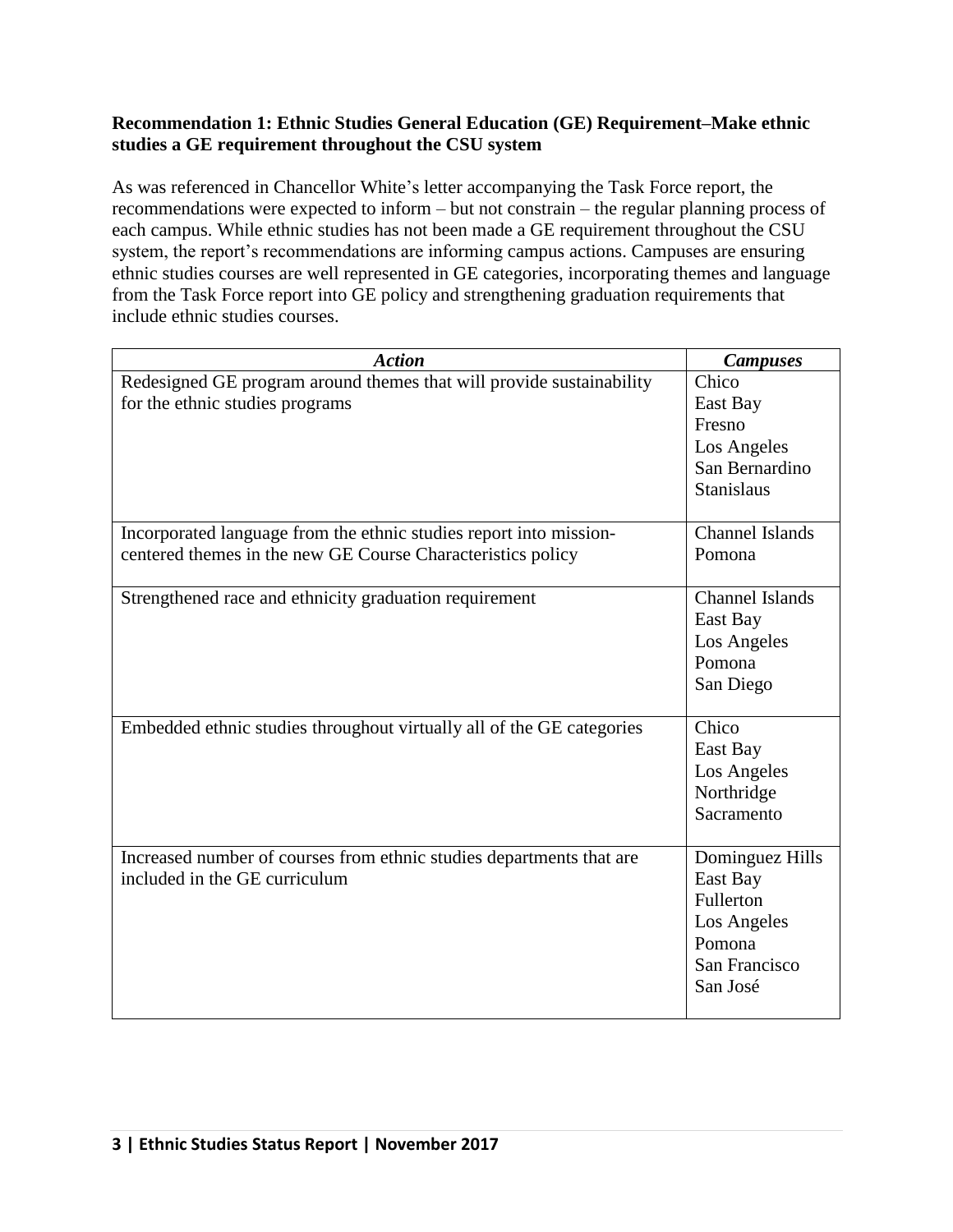**Recommendation 1: Ethnic Studies General Education (GE) Requirement–Make ethnic studies a GE requirement throughout the CSU system**

As was referenced in Chancellor White's letter accompanying the Task Force report, the recommendations were expected to inform – but not constrain – the regular planning process of each campus. While ethnic studies has not been made a GE requirement throughout the CSU system, the report's recommendations are informing campus actions. Campuses are ensuring ethnic studies courses are well represented in GE categories, incorporating themes and language from the Task Force report into GE policy and strengthening graduation requirements that include ethnic studies courses.

| ***Action*** | ***Campuses*** |
|---|---|
| Redesigned GE program around themes that will provide sustainability for the ethnic studies programs | Chico<br>East Bay<br>Fresno<br>Los Angeles<br>San Bernardino<br>Stanislaus |
| Incorporated language from the ethnic studies report into mission-centered themes in the new GE Course Characteristics policy | Channel Islands<br>Pomona |
| Strengthened race and ethnicity graduation requirement | Channel Islands<br>East Bay<br>Los Angeles<br>Pomona<br>San Diego |
| Embedded ethnic studies throughout virtually all of the GE categories | Chico<br>East Bay<br>Los Angeles<br>Northridge<br>Sacramento |
| Increased number of courses from ethnic studies departments that are included in the GE curriculum | Dominguez Hills<br>East Bay<br>Fullerton<br>Los Angeles<br>Pomona<br>San Francisco<br>San José |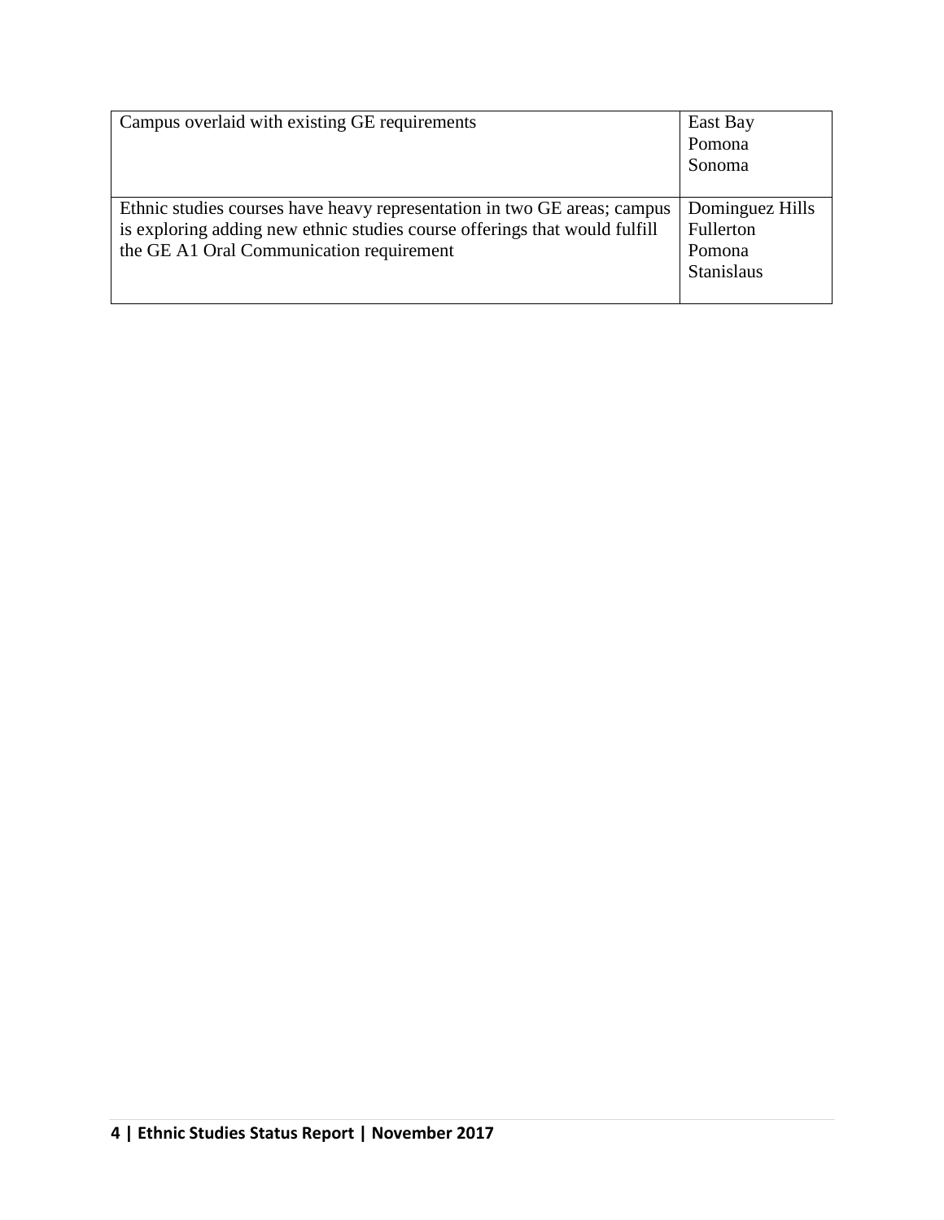| | |
|---|---|
| Campus overlaid with existing GE requirements | East Bay<br>Pomona<br>Sonoma |
| Ethnic studies courses have heavy representation in two GE areas; campus is exploring adding new ethnic studies course offerings that would fulfill the GE A1 Oral Communication requirement | Dominguez Hills<br>Fullerton<br>Pomona<br>Stanislaus |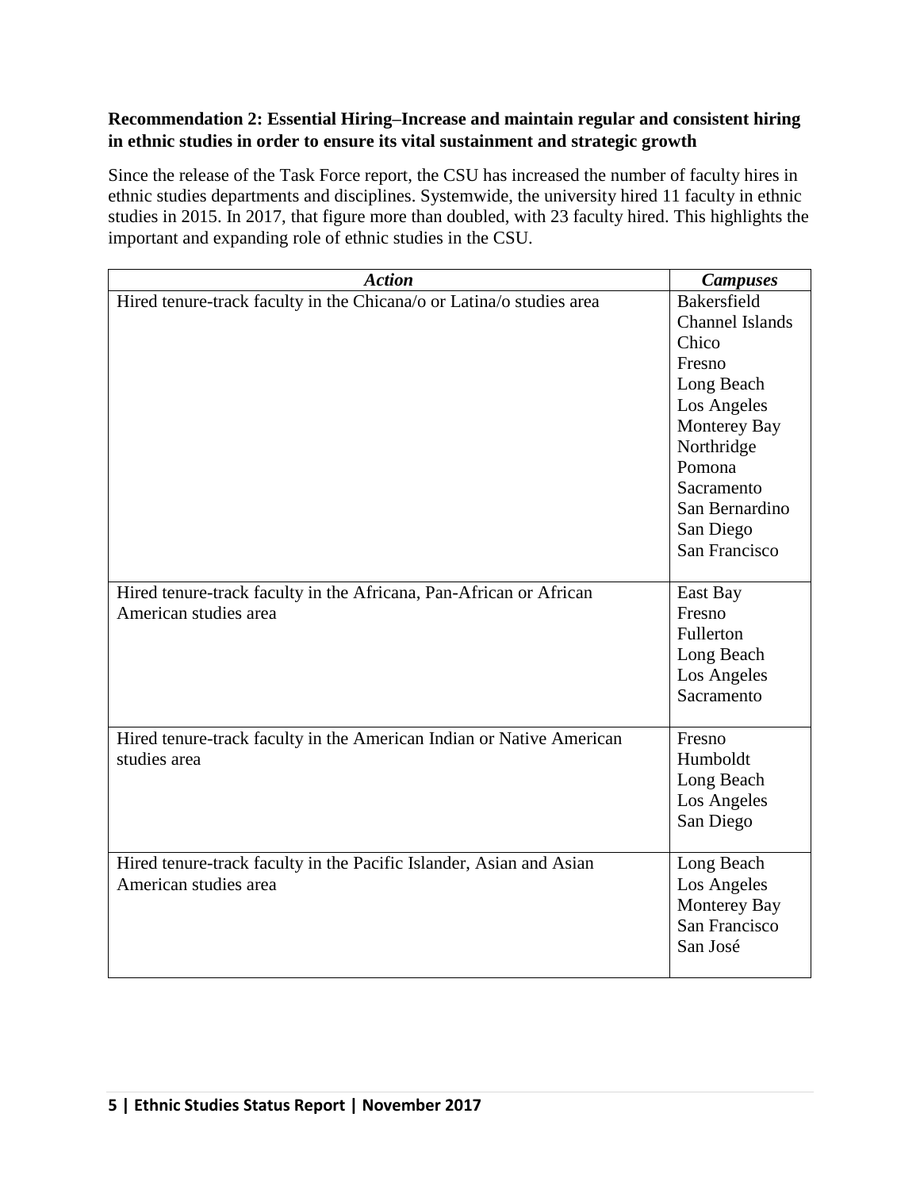**Recommendation 2: Essential Hiring–Increase and maintain regular and consistent hiring in ethnic studies in order to ensure its vital sustainment and strategic growth**

Since the release of the Task Force report, the CSU has increased the number of faculty hires in ethnic studies departments and disciplines. Systemwide, the university hired 11 faculty in ethnic studies in 2015. In 2017, that figure more than doubled, with 23 faculty hired. This highlights the important and expanding role of ethnic studies in the CSU.

| ***Action*** | ***Campuses*** |
|---|---|
| Hired tenure-track faculty in the Chicana/o or Latina/o studies area | Bakersfield<br>Channel Islands<br>Chico<br>Fresno<br>Long Beach<br>Los Angeles<br>Monterey Bay<br>Northridge<br>Pomona<br>Sacramento<br>San Bernardino<br>San Diego<br>San Francisco |
| Hired tenure-track faculty in the Africana, Pan-African or African American studies area | East Bay<br>Fresno<br>Fullerton<br>Long Beach<br>Los Angeles<br>Sacramento |
| Hired tenure-track faculty in the American Indian or Native American studies area | Fresno<br>Humboldt<br>Long Beach<br>Los Angeles<br>San Diego |
| Hired tenure-track faculty in the Pacific Islander, Asian and Asian American studies area | Long Beach<br>Los Angeles<br>Monterey Bay<br>San Francisco<br>San José |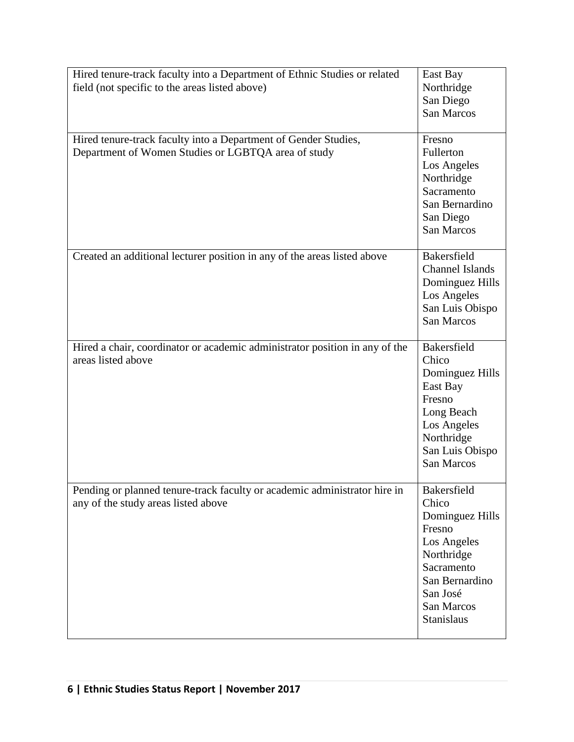| | |
|---|---|
| Hired tenure-track faculty into a Department of Ethnic Studies or related field (not specific to the areas listed above) | East Bay<br>Northridge<br>San Diego<br>San Marcos |
| Hired tenure-track faculty into a Department of Gender Studies, Department of Women Studies or LGBTQA area of study | Fresno<br>Fullerton<br>Los Angeles<br>Northridge<br>Sacramento<br>San Bernardino<br>San Diego<br>San Marcos |
| Created an additional lecturer position in any of the areas listed above | Bakersfield<br>Channel Islands<br>Dominguez Hills<br>Los Angeles<br>San Luis Obispo<br>San Marcos |
| Hired a chair, coordinator or academic administrator position in any of the areas listed above | Bakersfield<br>Chico<br>Dominguez Hills<br>East Bay<br>Fresno<br>Long Beach<br>Los Angeles<br>Northridge<br>San Luis Obispo<br>San Marcos |
| Pending or planned tenure-track faculty or academic administrator hire in any of the study areas listed above | Bakersfield<br>Chico<br>Dominguez Hills<br>Fresno<br>Los Angeles<br>Northridge<br>Sacramento<br>San Bernardino<br>San José<br>San Marcos<br>Stanislaus |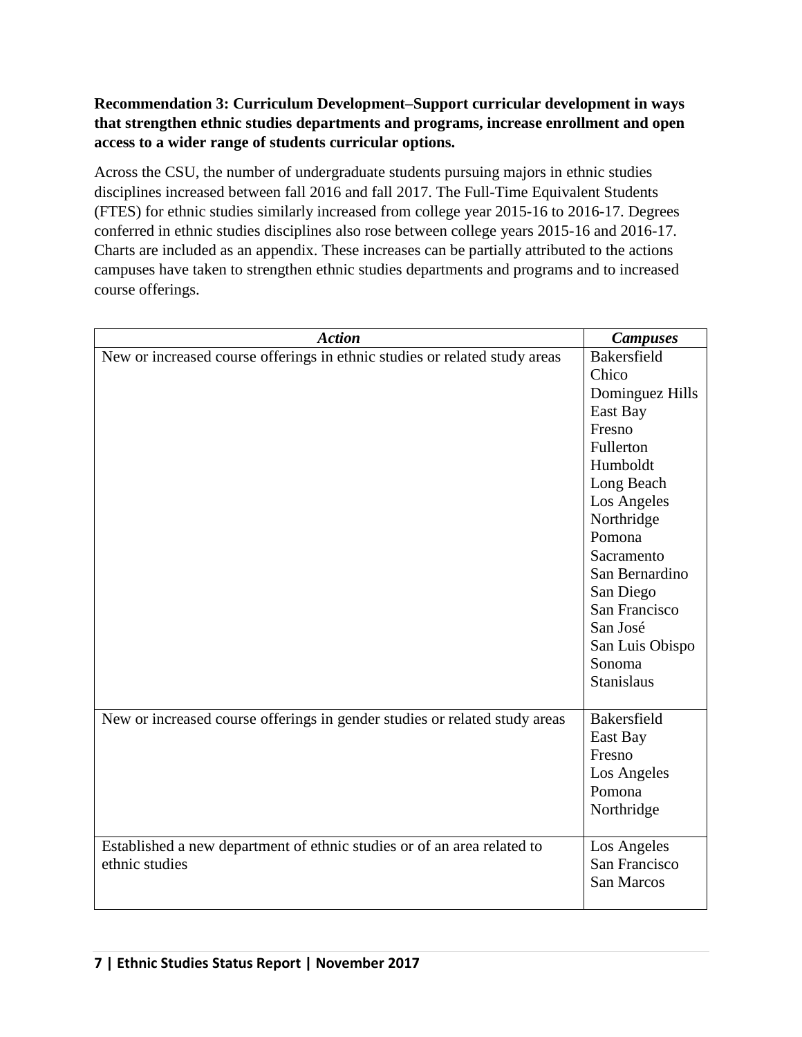**Recommendation 3: Curriculum Development–Support curricular development in ways that strengthen ethnic studies departments and programs, increase enrollment and open access to a wider range of students curricular options.**

Across the CSU, the number of undergraduate students pursuing majors in ethnic studies disciplines increased between fall 2016 and fall 2017. The Full-Time Equivalent Students (FTES) for ethnic studies similarly increased from college year 2015-16 to 2016-17. Degrees conferred in ethnic studies disciplines also rose between college years 2015-16 and 2016-17. Charts are included as an appendix. These increases can be partially attributed to the actions campuses have taken to strengthen ethnic studies departments and programs and to increased course offerings.

| ***Action*** | ***Campuses*** |
| --- | --- |
| New or increased course offerings in ethnic studies or related study areas | Bakersfield<br>Chico<br>Dominguez Hills<br>East Bay<br>Fresno<br>Fullerton<br>Humboldt<br>Long Beach<br>Los Angeles<br>Northridge<br>Pomona<br>Sacramento<br>San Bernardino<br>San Diego<br>San Francisco<br>San José<br>San Luis Obispo<br>Sonoma<br>Stanislaus |
| New or increased course offerings in gender studies or related study areas | Bakersfield<br>East Bay<br>Fresno<br>Los Angeles<br>Pomona<br>Northridge |
| Established a new department of ethnic studies or of an area related to ethnic studies | Los Angeles<br>San Francisco<br>San Marcos |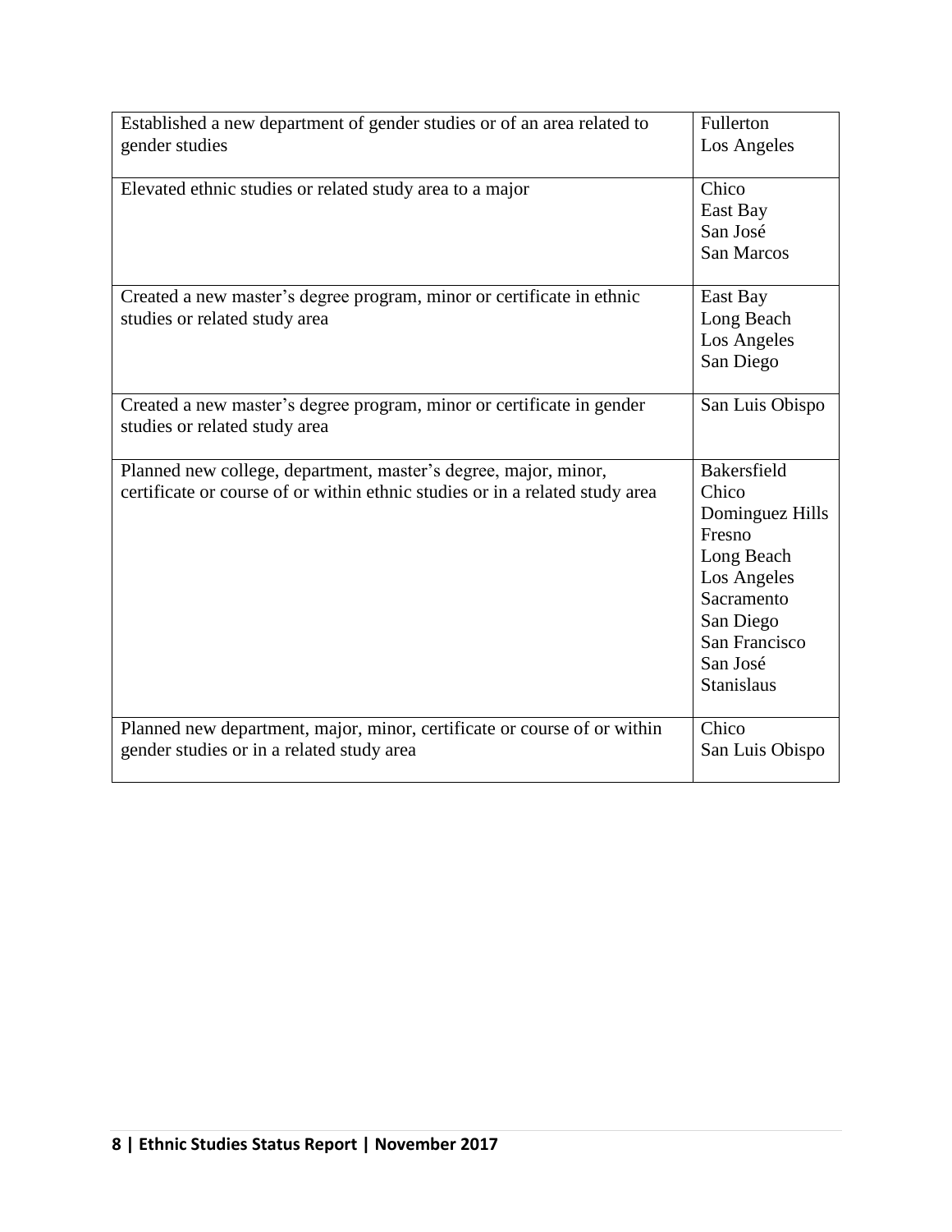| | |
|---|---|
| Established a new department of gender studies or of an area related to gender studies | Fullerton<br>Los Angeles |
| Elevated ethnic studies or related study area to a major | Chico<br>East Bay<br>San José<br>San Marcos |
| Created a new master's degree program, minor or certificate in ethnic studies or related study area | East Bay<br>Long Beach<br>Los Angeles<br>San Diego |
| Created a new master's degree program, minor or certificate in gender studies or related study area | San Luis Obispo |
| Planned new college, department, master's degree, major, minor, certificate or course of or within ethnic studies or in a related study area | Bakersfield<br>Chico<br>Dominguez Hills<br>Fresno<br>Long Beach<br>Los Angeles<br>Sacramento<br>San Diego<br>San Francisco<br>San José<br>Stanislaus |
| Planned new department, major, minor, certificate or course of or within gender studies or in a related study area | Chico<br>San Luis Obispo |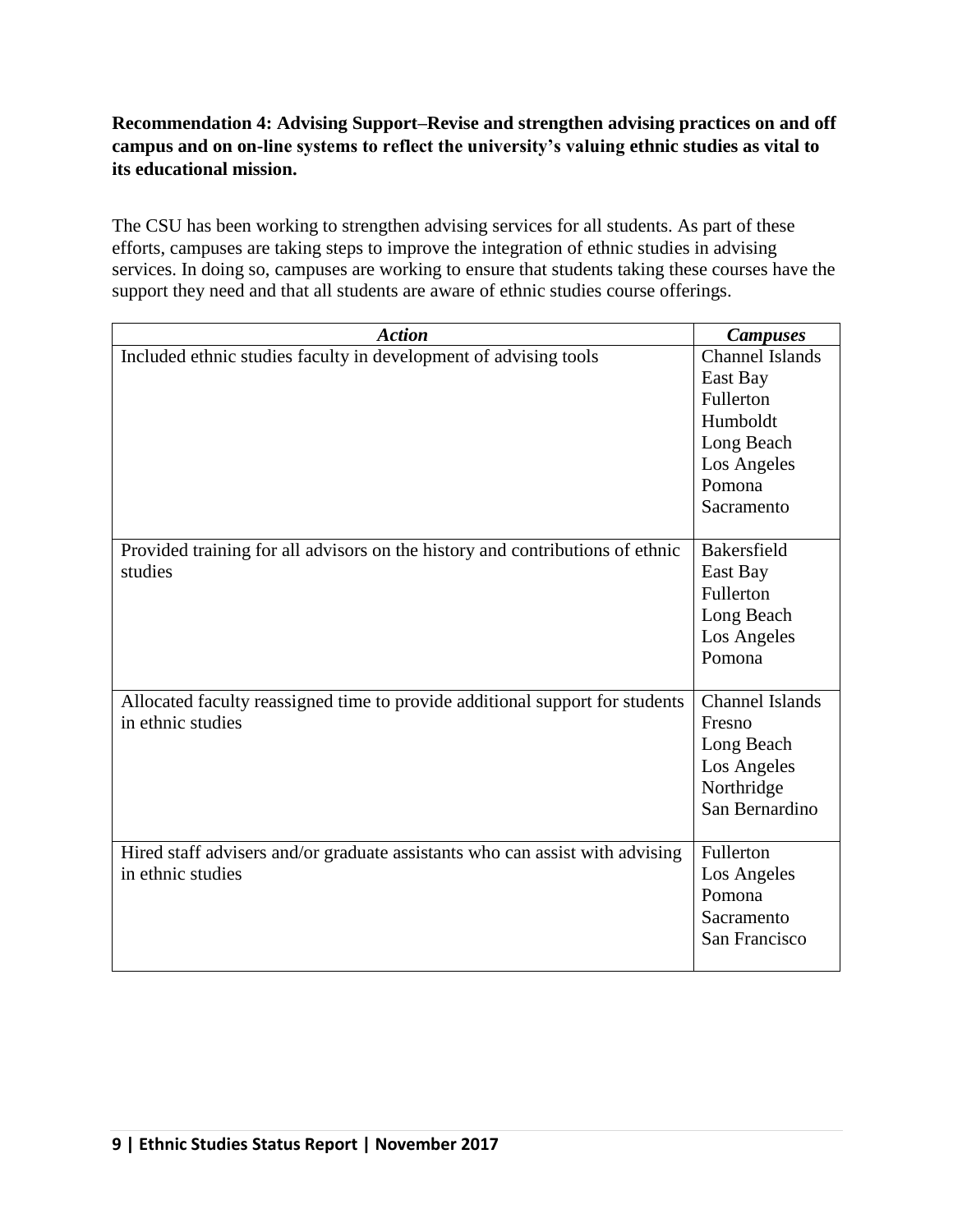**Recommendation 4: Advising Support–Revise and strengthen advising practices on and off campus and on on-line systems to reflect the university's valuing ethnic studies as vital to its educational mission.**

The CSU has been working to strengthen advising services for all students. As part of these efforts, campuses are taking steps to improve the integration of ethnic studies in advising services. In doing so, campuses are working to ensure that students taking these courses have the support they need and that all students are aware of ethnic studies course offerings.

| ***Action*** | ***Campuses*** |
| --- | --- |
| Included ethnic studies faculty in development of advising tools | Channel Islands<br>East Bay<br>Fullerton<br>Humboldt<br>Long Beach<br>Los Angeles<br>Pomona<br>Sacramento |
| Provided training for all advisors on the history and contributions of ethnic studies | Bakersfield<br>East Bay<br>Fullerton<br>Long Beach<br>Los Angeles<br>Pomona |
| Allocated faculty reassigned time to provide additional support for students in ethnic studies | Channel Islands<br>Fresno<br>Long Beach<br>Los Angeles<br>Northridge<br>San Bernardino |
| Hired staff advisers and/or graduate assistants who can assist with advising in ethnic studies | Fullerton<br>Los Angeles<br>Pomona<br>Sacramento<br>San Francisco |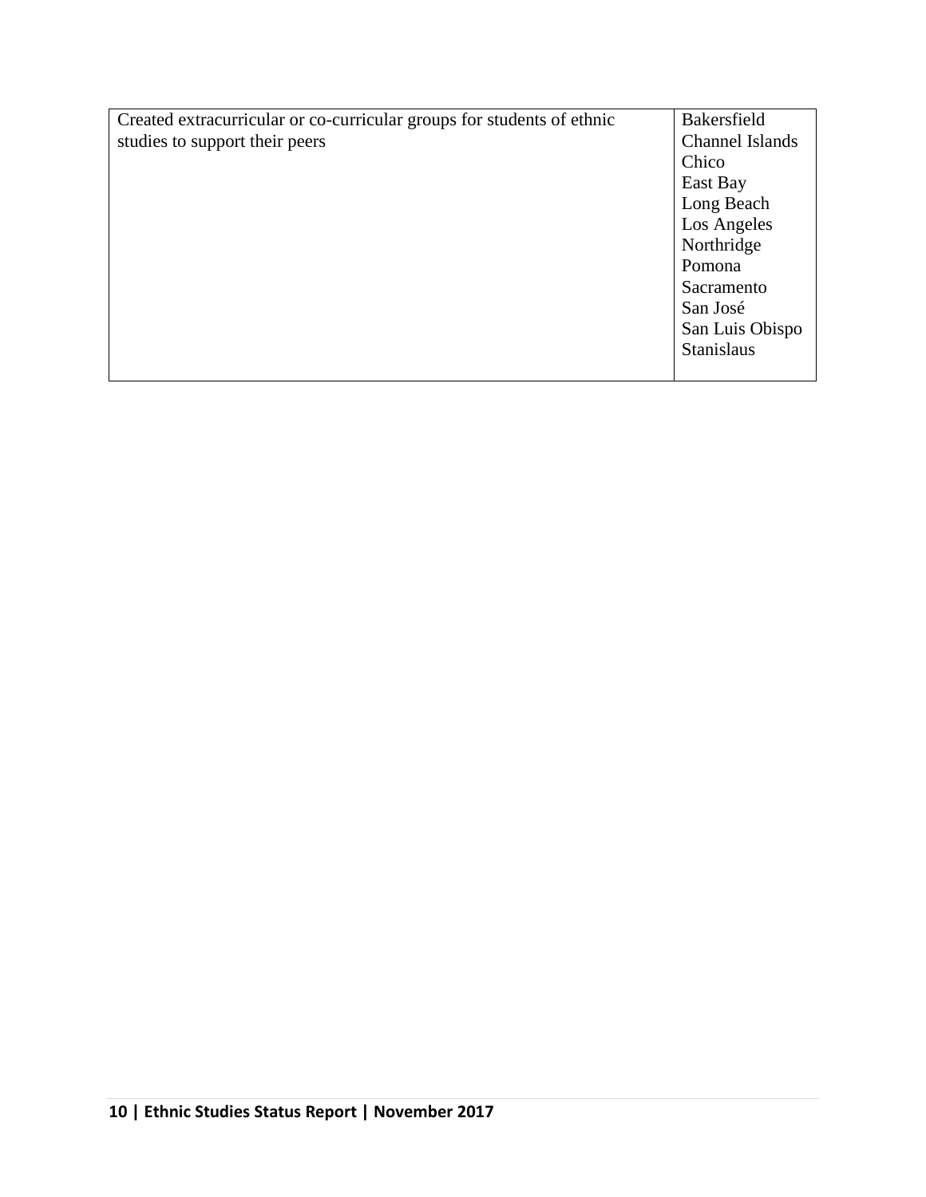| | |
|---|---|
| Created extracurricular or co-curricular groups for students of ethnic studies to support their peers | Bakersfield<br>Channel Islands<br>Chico<br>East Bay<br>Long Beach<br>Los Angeles<br>Northridge<br>Pomona<br>Sacramento<br>San José<br>San Luis Obispo<br>Stanislaus |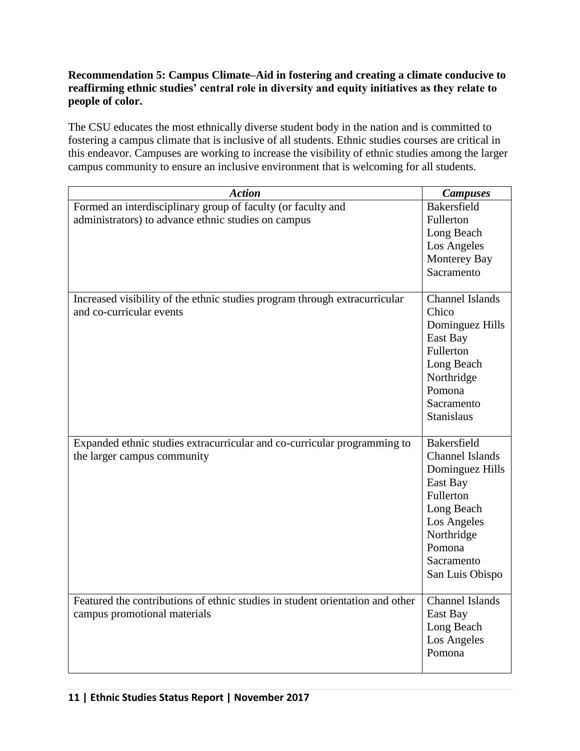**Recommendation 5: Campus Climate–Aid in fostering and creating a climate conducive to reaffirming ethnic studies' central role in diversity and equity initiatives as they relate to people of color.**

The CSU educates the most ethnically diverse student body in the nation and is committed to fostering a campus climate that is inclusive of all students. Ethnic studies courses are critical in this endeavor. Campuses are working to increase the visibility of ethnic studies among the larger campus community to ensure an inclusive environment that is welcoming for all students.

| ***Action*** | ***Campuses*** |
|---|---|
| Formed an interdisciplinary group of faculty (or faculty and administrators) to advance ethnic studies on campus | Bakersfield<br>Fullerton<br>Long Beach<br>Los Angeles<br>Monterey Bay<br>Sacramento |
| Increased visibility of the ethnic studies program through extracurricular and co-curricular events | Channel Islands<br>Chico<br>Dominguez Hills<br>East Bay<br>Fullerton<br>Long Beach<br>Northridge<br>Pomona<br>Sacramento<br>Stanislaus |
| Expanded ethnic studies extracurricular and co-curricular programming to the larger campus community | Bakersfield<br>Channel Islands<br>Dominguez Hills<br>East Bay<br>Fullerton<br>Long Beach<br>Los Angeles<br>Northridge<br>Pomona<br>Sacramento<br>San Luis Obispo |
| Featured the contributions of ethnic studies in student orientation and other campus promotional materials | Channel Islands<br>East Bay<br>Long Beach<br>Los Angeles<br>Pomona |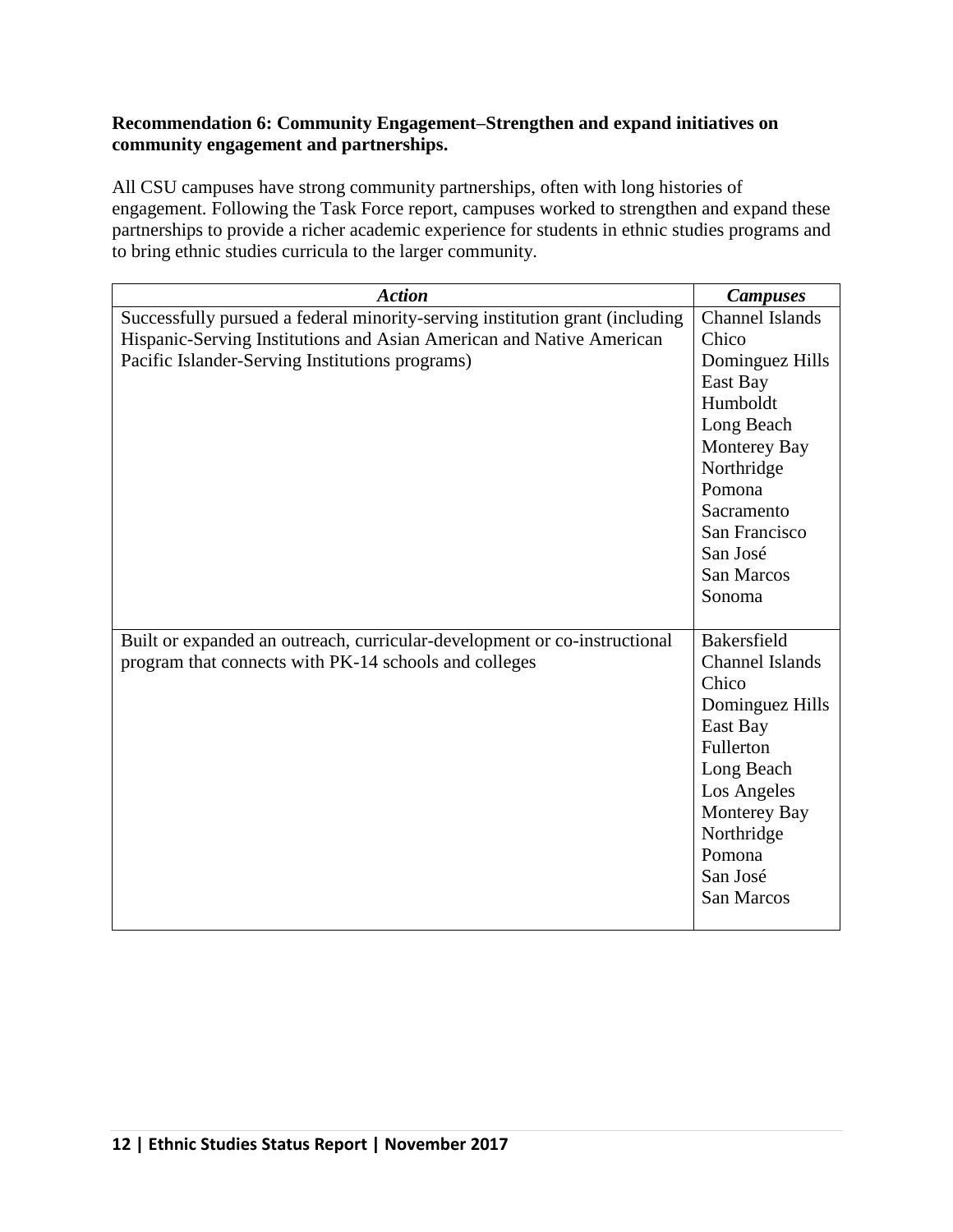**Recommendation 6: Community Engagement–Strengthen and expand initiatives on community engagement and partnerships.**

All CSU campuses have strong community partnerships, often with long histories of engagement. Following the Task Force report, campuses worked to strengthen and expand these partnerships to provide a richer academic experience for students in ethnic studies programs and to bring ethnic studies curricula to the larger community.

| *Action* | *Campuses* |
|---|---|
| Successfully pursued a federal minority-serving institution grant (including Hispanic-Serving Institutions and Asian American and Native American Pacific Islander-Serving Institutions programs) | Channel Islands<br>Chico<br>Dominguez Hills<br>East Bay<br>Humboldt<br>Long Beach<br>Monterey Bay<br>Northridge<br>Pomona<br>Sacramento<br>San Francisco<br>San José<br>San Marcos<br>Sonoma |
| Built or expanded an outreach, curricular-development or co-instructional program that connects with PK-14 schools and colleges | Bakersfield<br>Channel Islands<br>Chico<br>Dominguez Hills<br>East Bay<br>Fullerton<br>Long Beach<br>Los Angeles<br>Monterey Bay<br>Northridge<br>Pomona<br>San José<br>San Marcos |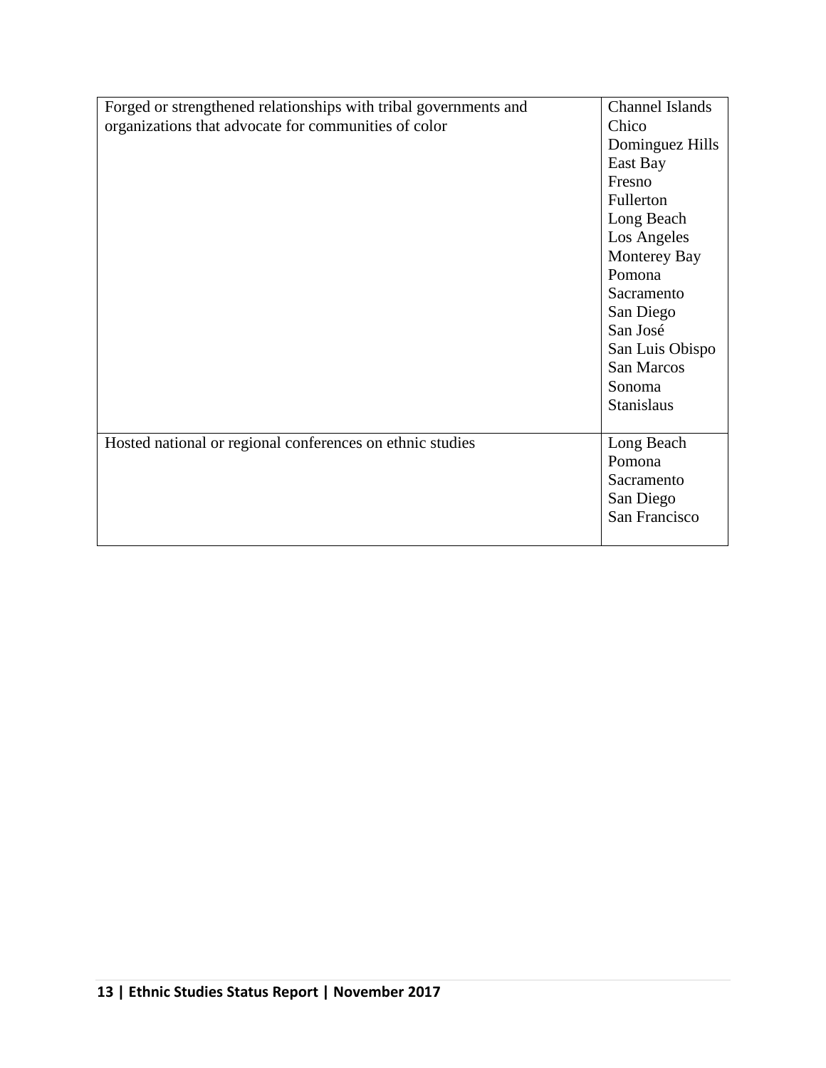| | |
|---|---|
| Forged or strengthened relationships with tribal governments and organizations that advocate for communities of color | Channel Islands<br>Chico<br>Dominguez Hills<br>East Bay<br>Fresno<br>Fullerton<br>Long Beach<br>Los Angeles<br>Monterey Bay<br>Pomona<br>Sacramento<br>San Diego<br>San José<br>San Luis Obispo<br>San Marcos<br>Sonoma<br>Stanislaus |
| Hosted national or regional conferences on ethnic studies | Long Beach<br>Pomona<br>Sacramento<br>San Diego<br>San Francisco |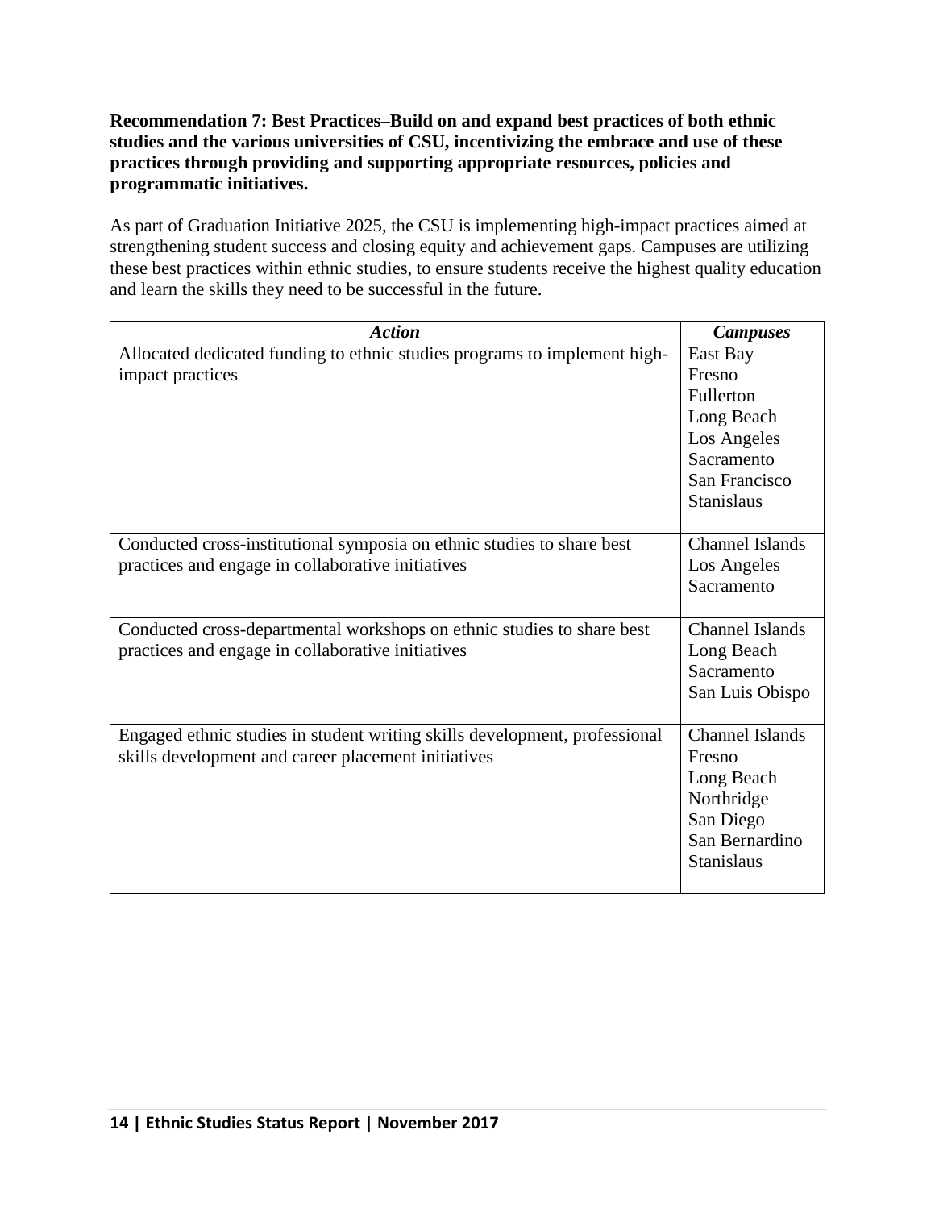**Recommendation 7: Best Practices–Build on and expand best practices of both ethnic studies and the various universities of CSU, incentivizing the embrace and use of these practices through providing and supporting appropriate resources, policies and programmatic initiatives.**

As part of Graduation Initiative 2025, the CSU is implementing high-impact practices aimed at strengthening student success and closing equity and achievement gaps. Campuses are utilizing these best practices within ethnic studies, to ensure students receive the highest quality education and learn the skills they need to be successful in the future.

| ***Action*** | ***Campuses*** |
|---|---|
| Allocated dedicated funding to ethnic studies programs to implement high-impact practices | East Bay<br>Fresno<br>Fullerton<br>Long Beach<br>Los Angeles<br>Sacramento<br>San Francisco<br>Stanislaus |
| Conducted cross-institutional symposia on ethnic studies to share best practices and engage in collaborative initiatives | Channel Islands<br>Los Angeles<br>Sacramento |
| Conducted cross-departmental workshops on ethnic studies to share best practices and engage in collaborative initiatives | Channel Islands<br>Long Beach<br>Sacramento<br>San Luis Obispo |
| Engaged ethnic studies in student writing skills development, professional skills development and career placement initiatives | Channel Islands<br>Fresno<br>Long Beach<br>Northridge<br>San Diego<br>San Bernardino<br>Stanislaus |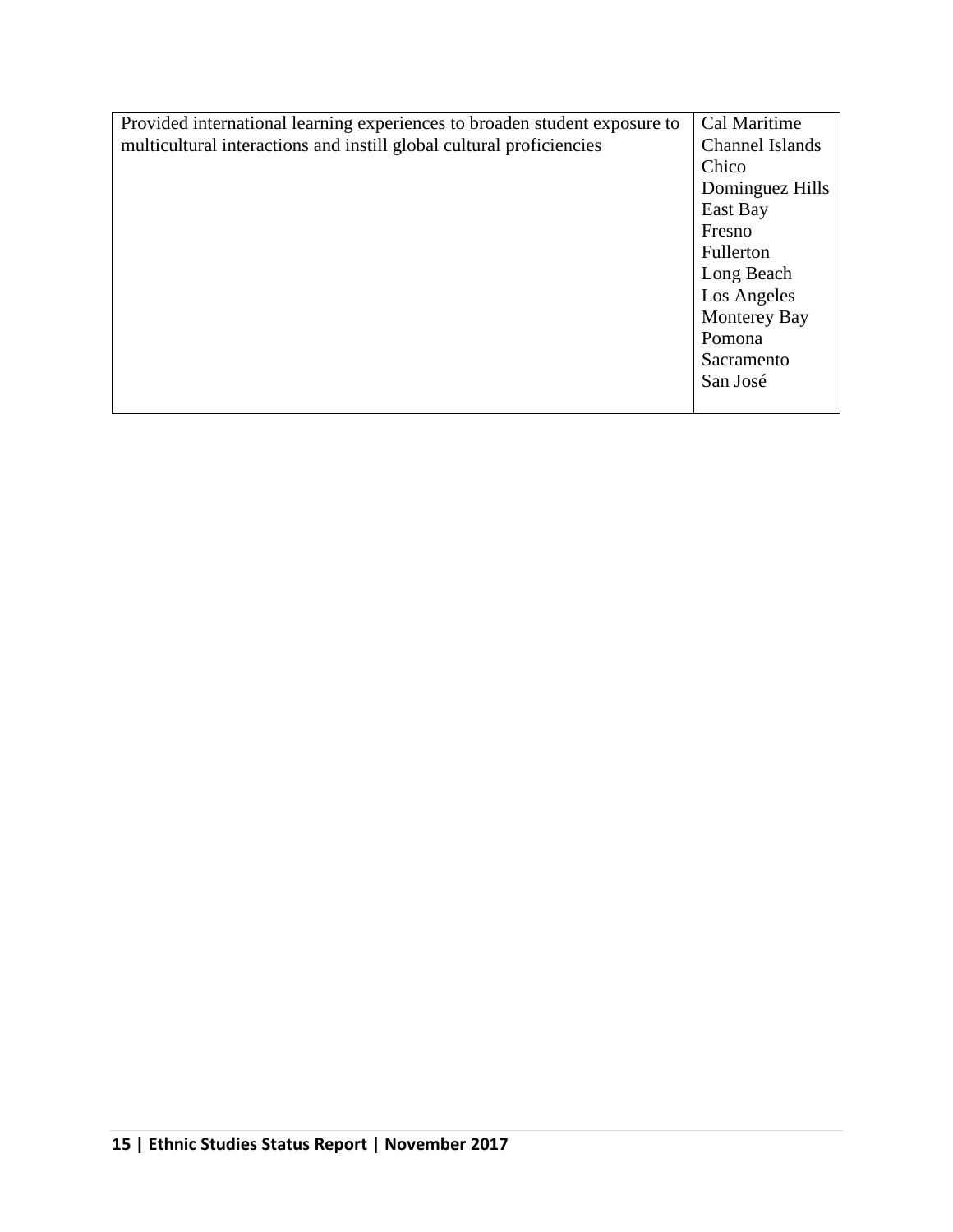| | |
|---|---|
| Provided international learning experiences to broaden student exposure to multicultural interactions and instill global cultural proficiencies | Cal Maritime<br>Channel Islands<br>Chico<br>Dominguez Hills<br>East Bay<br>Fresno<br>Fullerton<br>Long Beach<br>Los Angeles<br>Monterey Bay<br>Pomona<br>Sacramento<br>San José |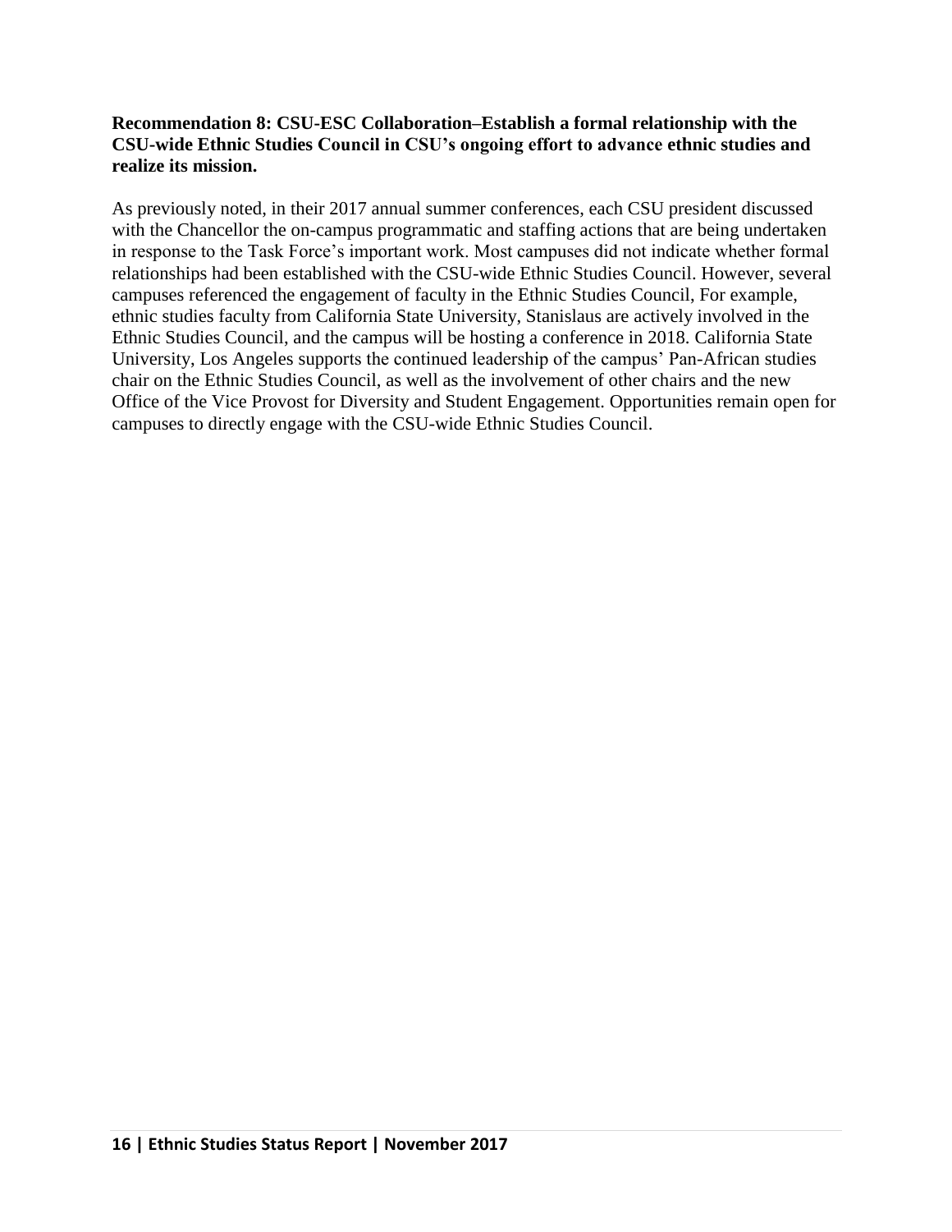**Recommendation 8: CSU-ESC Collaboration–Establish a formal relationship with the CSU-wide Ethnic Studies Council in CSU's ongoing effort to advance ethnic studies and realize its mission.**

As previously noted, in their 2017 annual summer conferences, each CSU president discussed with the Chancellor the on-campus programmatic and staffing actions that are being undertaken in response to the Task Force's important work. Most campuses did not indicate whether formal relationships had been established with the CSU-wide Ethnic Studies Council. However, several campuses referenced the engagement of faculty in the Ethnic Studies Council, For example, ethnic studies faculty from California State University, Stanislaus are actively involved in the Ethnic Studies Council, and the campus will be hosting a conference in 2018. California State University, Los Angeles supports the continued leadership of the campus' Pan-African studies chair on the Ethnic Studies Council, as well as the involvement of other chairs and the new Office of the Vice Provost for Diversity and Student Engagement. Opportunities remain open for campuses to directly engage with the CSU-wide Ethnic Studies Council.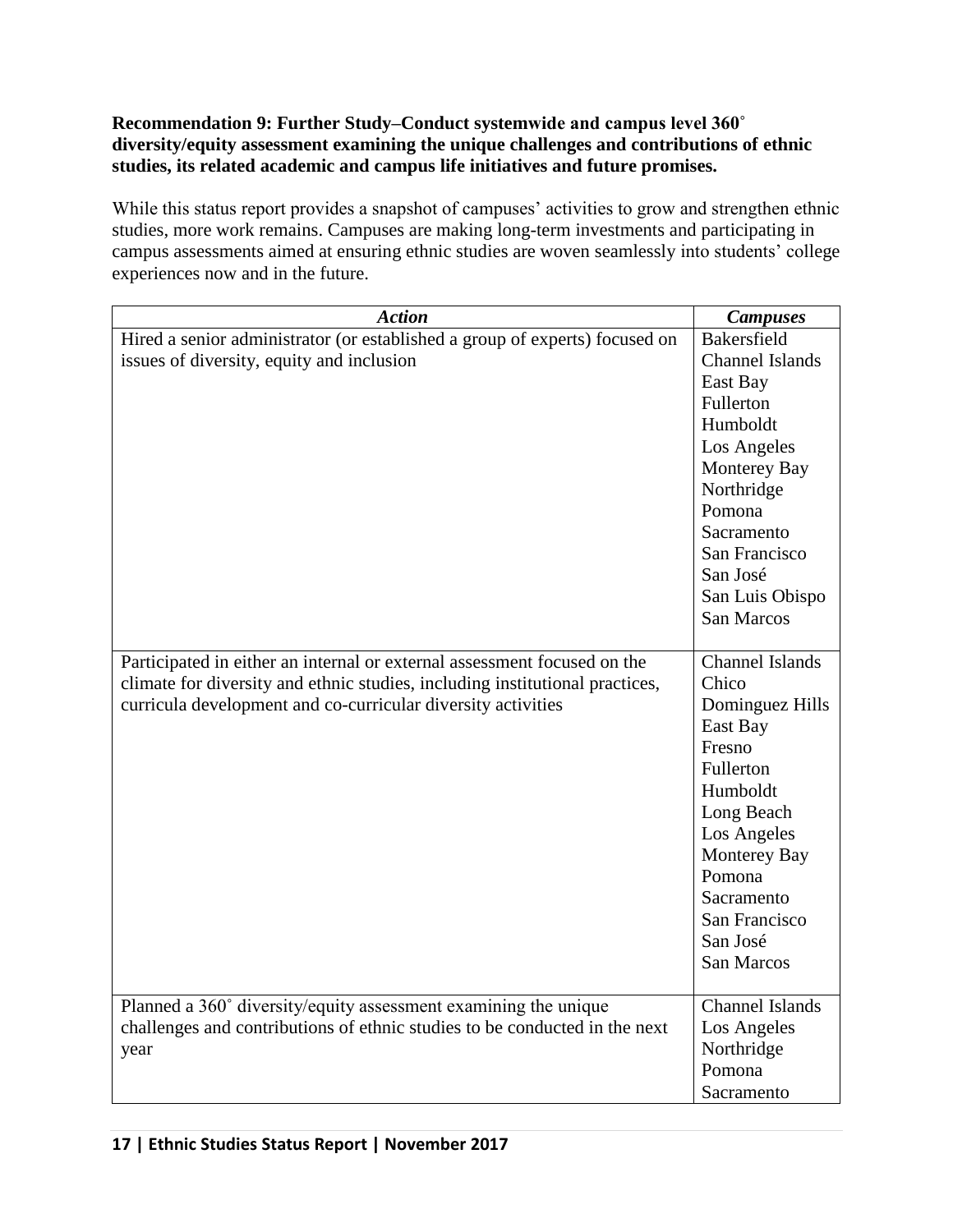**Recommendation 9: Further Study–Conduct systemwide and campus level 360˚ diversity/equity assessment examining the unique challenges and contributions of ethnic studies, its related academic and campus life initiatives and future promises.**

While this status report provides a snapshot of campuses' activities to grow and strengthen ethnic studies, more work remains. Campuses are making long-term investments and participating in campus assessments aimed at ensuring ethnic studies are woven seamlessly into students' college experiences now and in the future.

| ***Action*** | ***Campuses*** |
|---|---|
| Hired a senior administrator (or established a group of experts) focused on issues of diversity, equity and inclusion | Bakersfield<br>Channel Islands<br>East Bay<br>Fullerton<br>Humboldt<br>Los Angeles<br>Monterey Bay<br>Northridge<br>Pomona<br>Sacramento<br>San Francisco<br>San José<br>San Luis Obispo<br>San Marcos |
| Participated in either an internal or external assessment focused on the climate for diversity and ethnic studies, including institutional practices, curricula development and co-curricular diversity activities | Channel Islands<br>Chico<br>Dominguez Hills<br>East Bay<br>Fresno<br>Fullerton<br>Humboldt<br>Long Beach<br>Los Angeles<br>Monterey Bay<br>Pomona<br>Sacramento<br>San Francisco<br>San José<br>San Marcos |
| Planned a 360˚ diversity/equity assessment examining the unique challenges and contributions of ethnic studies to be conducted in the next year | Channel Islands<br>Los Angeles<br>Northridge<br>Pomona<br>Sacramento |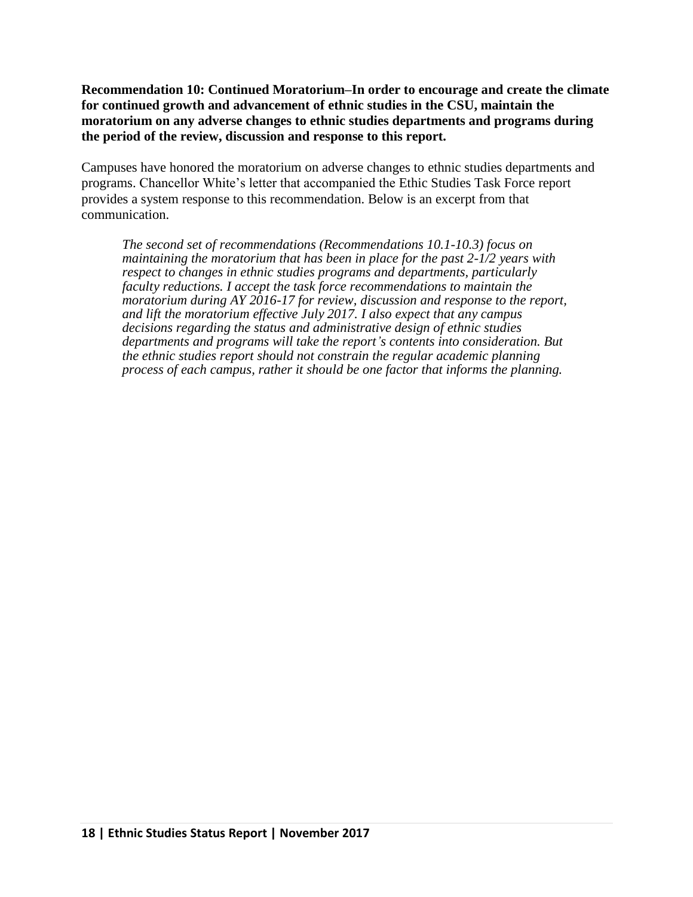**Recommendation 10: Continued Moratorium–In order to encourage and create the climate for continued growth and advancement of ethnic studies in the CSU, maintain the moratorium on any adverse changes to ethnic studies departments and programs during the period of the review, discussion and response to this report.**

Campuses have honored the moratorium on adverse changes to ethnic studies departments and programs. Chancellor White's letter that accompanied the Ethic Studies Task Force report provides a system response to this recommendation. Below is an excerpt from that communication.

> *The second set of recommendations (Recommendations 10.1-10.3) focus on maintaining the moratorium that has been in place for the past 2-1/2 years with respect to changes in ethnic studies programs and departments, particularly faculty reductions. I accept the task force recommendations to maintain the moratorium during AY 2016-17 for review, discussion and response to the report, and lift the moratorium effective July 2017. I also expect that any campus decisions regarding the status and administrative design of ethnic studies departments and programs will take the report's contents into consideration. But the ethnic studies report should not constrain the regular academic planning process of each campus, rather it should be one factor that informs the planning.*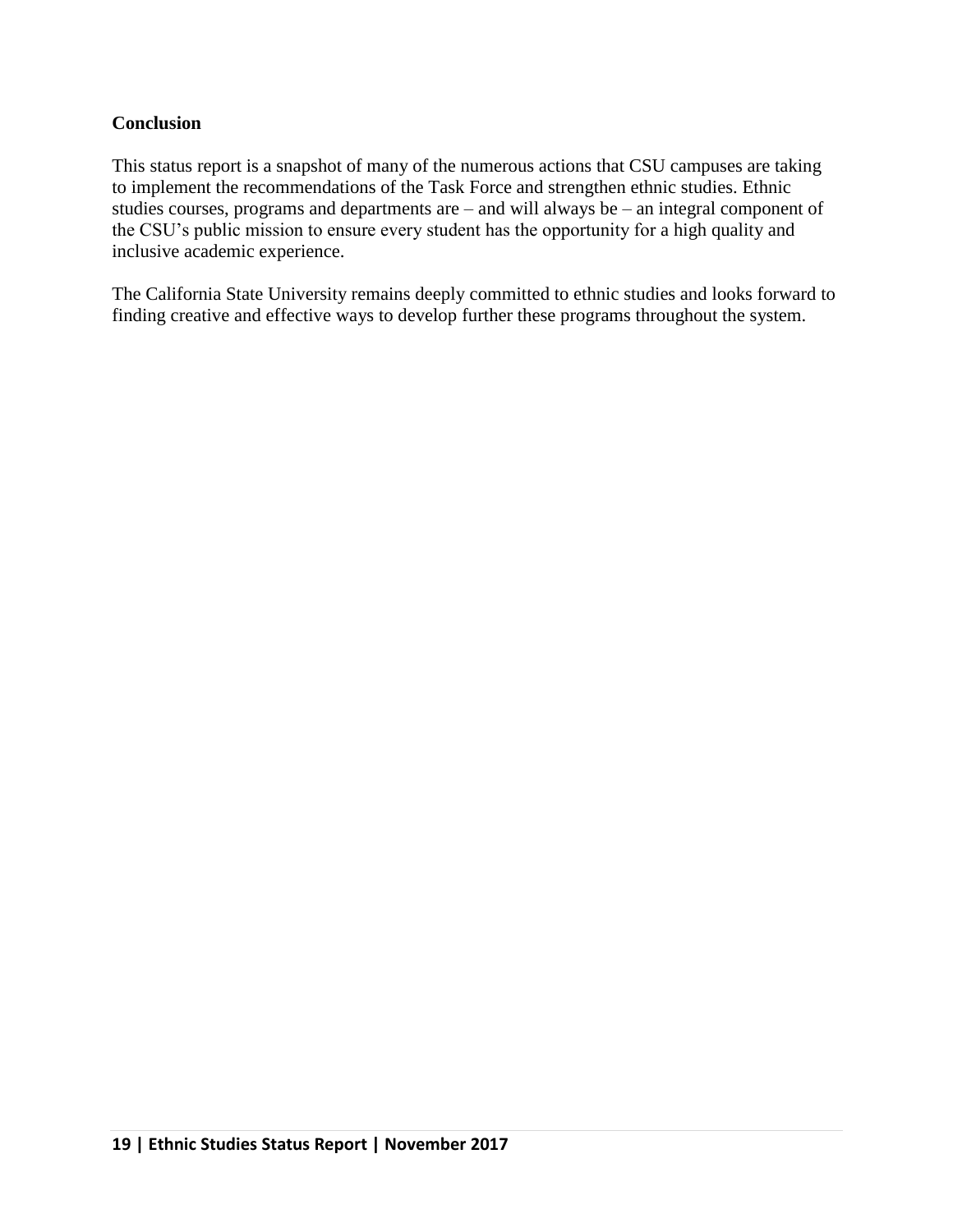## Conclusion

This status report is a snapshot of many of the numerous actions that CSU campuses are taking to implement the recommendations of the Task Force and strengthen ethnic studies. Ethnic studies courses, programs and departments are – and will always be – an integral component of the CSU's public mission to ensure every student has the opportunity for a high quality and inclusive academic experience.

The California State University remains deeply committed to ethnic studies and looks forward to finding creative and effective ways to develop further these programs throughout the system.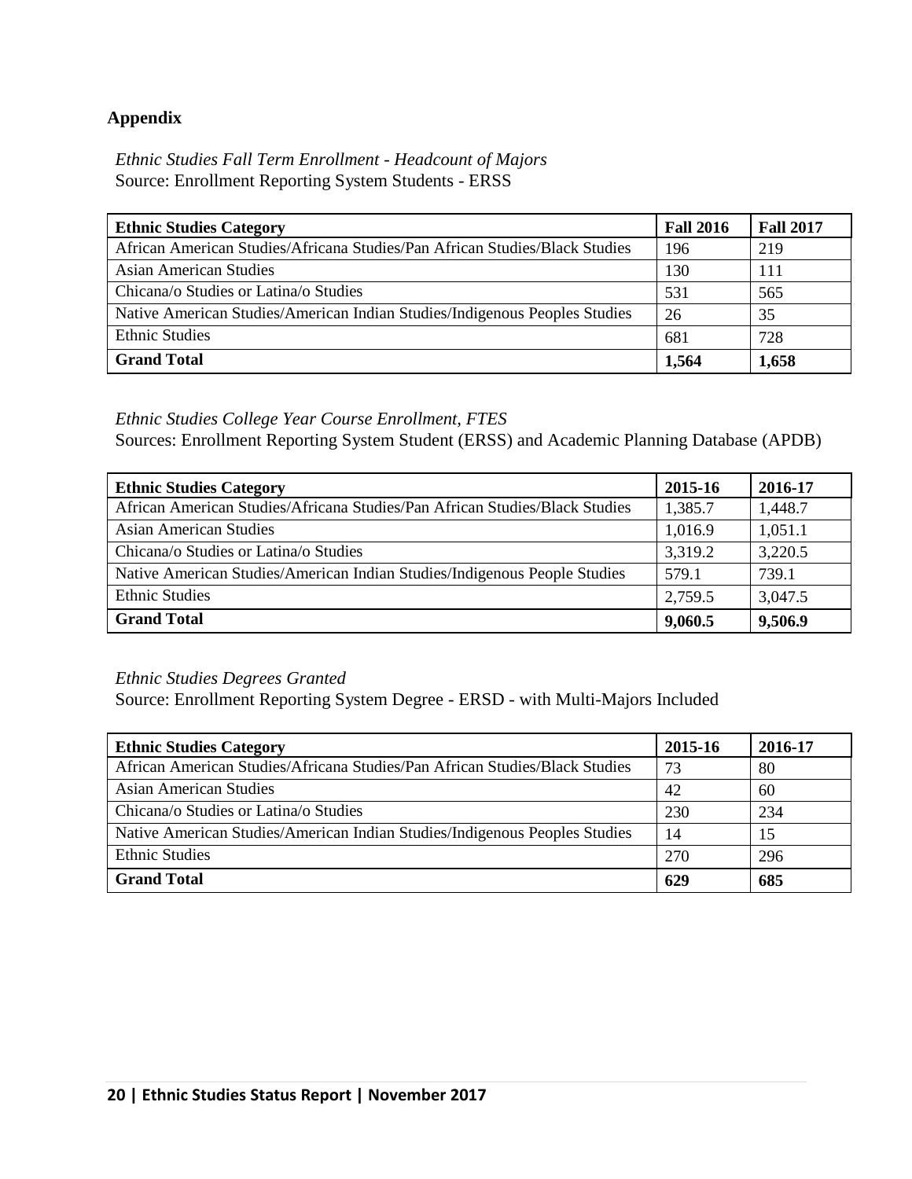## Appendix

*Ethnic Studies Fall Term Enrollment - Headcount of Majors*
Source: Enrollment Reporting System Students - ERSS

| Ethnic Studies Category | Fall 2016 | Fall 2017 |
|---|---|---|
| African American Studies/Africana Studies/Pan African Studies/Black Studies | 196 | 219 |
| Asian American Studies | 130 | 111 |
| Chicana/o Studies or Latina/o Studies | 531 | 565 |
| Native American Studies/American Indian Studies/Indigenous Peoples Studies | 26 | 35 |
| Ethnic Studies | 681 | 728 |
| **Grand Total** | **1,564** | **1,658** |

*Ethnic Studies College Year Course Enrollment, FTES*
Sources: Enrollment Reporting System Student (ERSS) and Academic Planning Database (APDB)

| Ethnic Studies Category | 2015-16 | 2016-17 |
|---|---|---|
| African American Studies/Africana Studies/Pan African Studies/Black Studies | 1,385.7 | 1,448.7 |
| Asian American Studies | 1,016.9 | 1,051.1 |
| Chicana/o Studies or Latina/o Studies | 3,319.2 | 3,220.5 |
| Native American Studies/American Indian Studies/Indigenous People Studies | 579.1 | 739.1 |
| Ethnic Studies | 2,759.5 | 3,047.5 |
| **Grand Total** | **9,060.5** | **9,506.9** |

*Ethnic Studies Degrees Granted*
Source: Enrollment Reporting System Degree - ERSD - with Multi-Majors Included

| Ethnic Studies Category | 2015-16 | 2016-17 |
|---|---|---|
| African American Studies/Africana Studies/Pan African Studies/Black Studies | 73 | 80 |
| Asian American Studies | 42 | 60 |
| Chicana/o Studies or Latina/o Studies | 230 | 234 |
| Native American Studies/American Indian Studies/Indigenous Peoples Studies | 14 | 15 |
| Ethnic Studies | 270 | 296 |
| **Grand Total** | **629** | **685** |